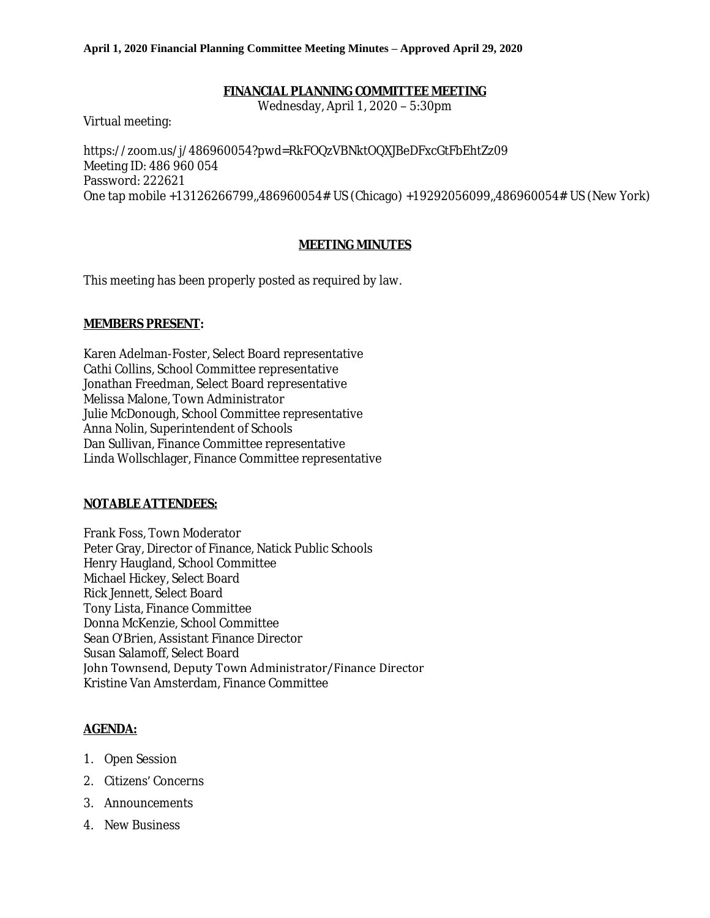**April 1, 2020 Financial Planning Committee Meeting Minutes – Approved April 29, 2020**

# FINANCIAL PLANNING COMMITTEE MEETING

Wednesday, April 1, 2020 – 5:30pm

Virtual meeting:

https://zoom.us/j/486960054?pwd=RkFOQzVBNktOQXJBeDFxcGtFbEhtZz09
Meeting ID: 486 960 054
Password: 222621
One tap mobile +13126266799,,486960054# US (Chicago) +19292056099,,486960054# US (New York)

## MEETING MINUTES

This meeting has been properly posted as required by law.

### MEMBERS PRESENT:

Karen Adelman-Foster, Select Board representative
Cathi Collins, School Committee representative
Jonathan Freedman, Select Board representative
Melissa Malone, Town Administrator
Julie McDonough, School Committee representative
Anna Nolin, Superintendent of Schools
Dan Sullivan, Finance Committee representative
Linda Wollschlager, Finance Committee representative

### NOTABLE ATTENDEES:

Frank Foss, Town Moderator
Peter Gray, Director of Finance, Natick Public Schools
Henry Haugland, School Committee
Michael Hickey, Select Board
Rick Jennett, Select Board
Tony Lista, Finance Committee
Donna McKenzie, School Committee
Sean O'Brien, Assistant Finance Director
Susan Salamoff, Select Board
John Townsend, Deputy Town Administrator/Finance Director
Kristine Van Amsterdam, Finance Committee

### AGENDA:

1. Open Session
2. Citizens' Concerns
3. Announcements
4. New Business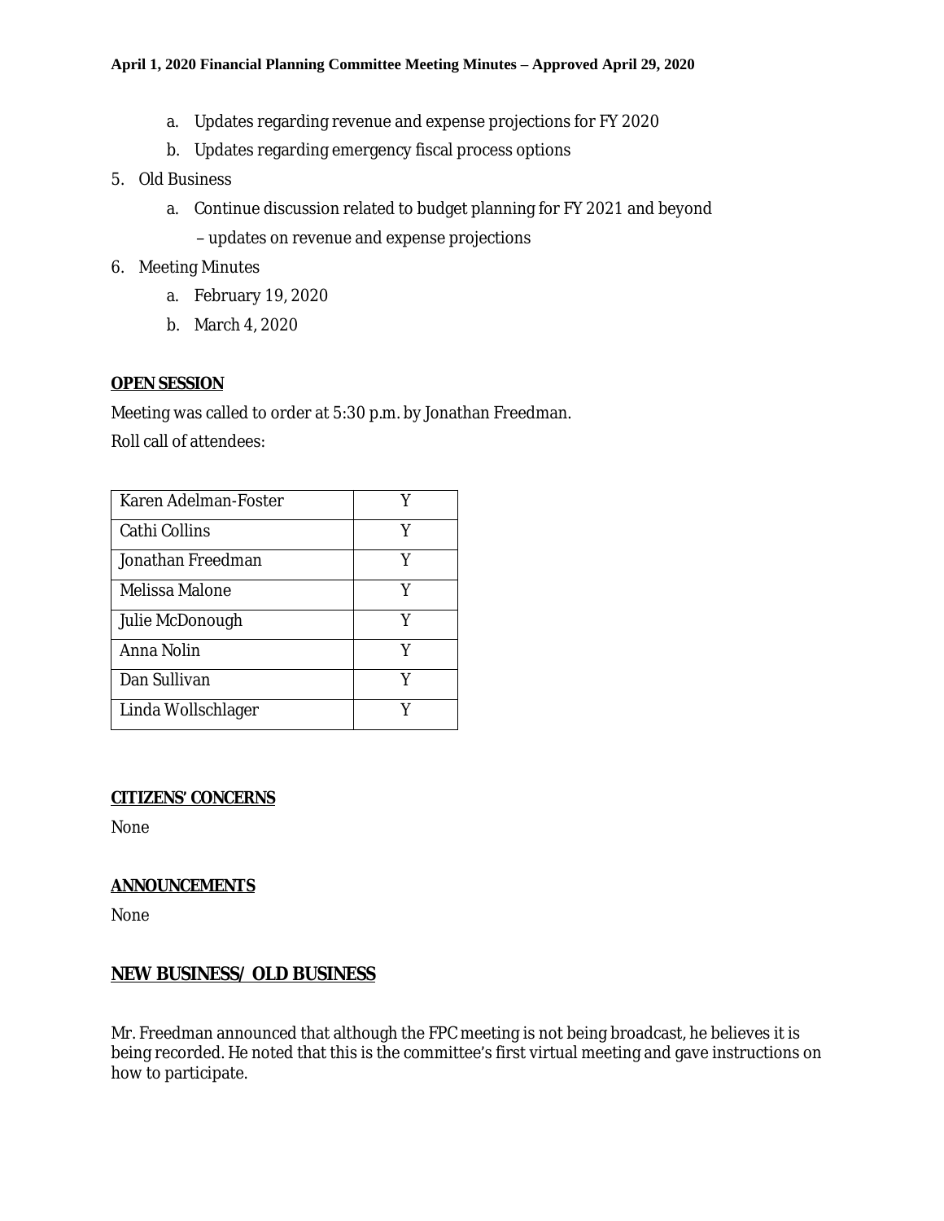a. Updates regarding revenue and expense projections for FY 2020
   b. Updates regarding emergency fiscal process options

5. Old Business
   a. Continue discussion related to budget planning for FY 2021 and beyond – updates on revenue and expense projections

6. Meeting Minutes
   a. February 19, 2020
   b. March 4, 2020

**OPEN SESSION**

Meeting was called to order at 5:30 p.m. by Jonathan Freedman.

Roll call of attendees:

| | |
|---|---|
| Karen Adelman-Foster | Y |
| Cathi Collins | Y |
| Jonathan Freedman | Y |
| Melissa Malone | Y |
| Julie McDonough | Y |
| Anna Nolin | Y |
| Dan Sullivan | Y |
| Linda Wollschlager | Y |

**CITIZENS' CONCERNS**

None

**ANNOUNCEMENTS**

None

## NEW BUSINESS/ OLD BUSINESS

Mr. Freedman announced that although the FPC meeting is not being broadcast, he believes it is being recorded. He noted that this is the committee's first virtual meeting and gave instructions on how to participate.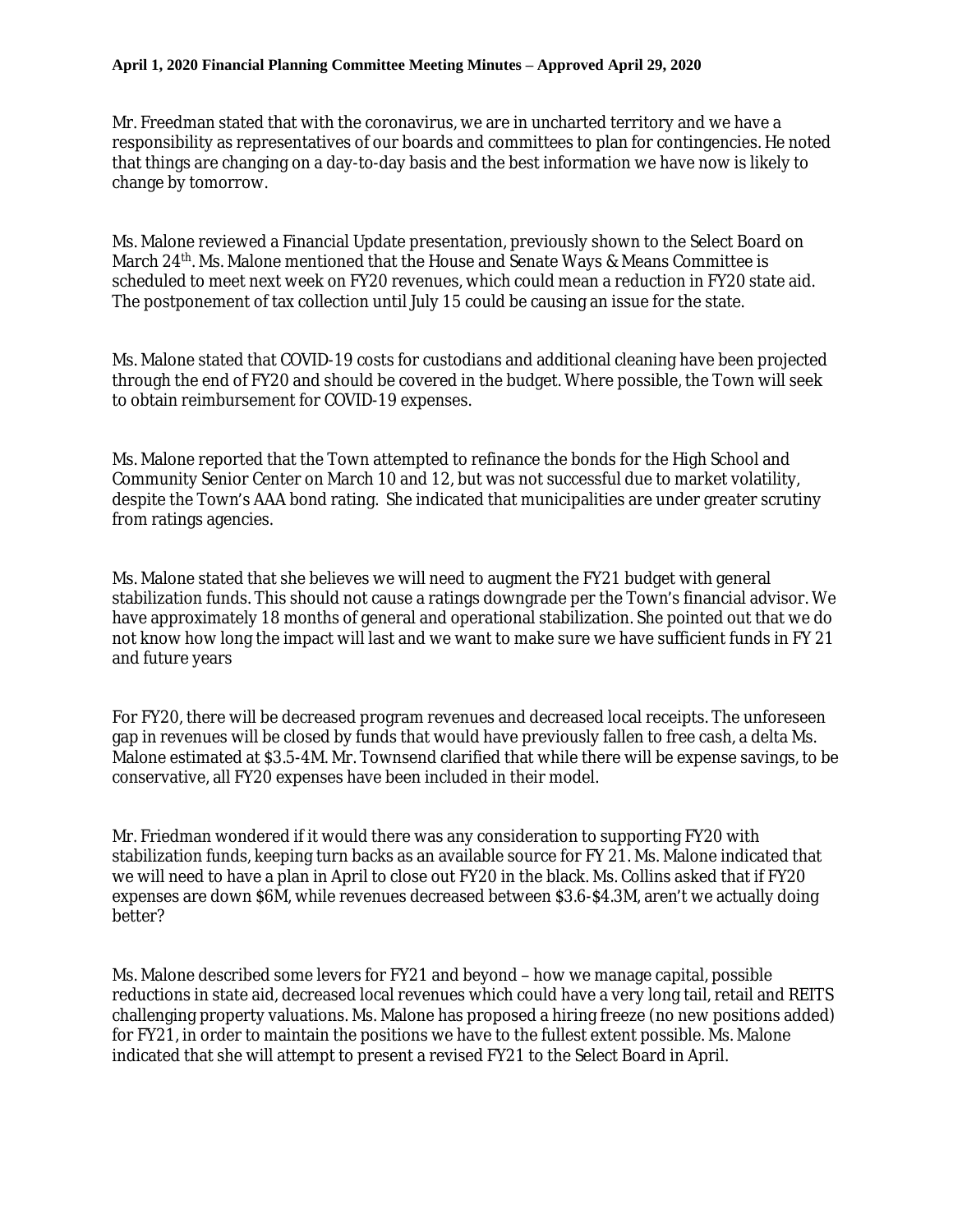Mr. Freedman stated that with the coronavirus, we are in uncharted territory and we have a responsibility as representatives of our boards and committees to plan for contingencies. He noted that things are changing on a day-to-day basis and the best information we have now is likely to change by tomorrow.

Ms. Malone reviewed a Financial Update presentation, previously shown to the Select Board on March 24th. Ms. Malone mentioned that the House and Senate Ways & Means Committee is scheduled to meet next week on FY20 revenues, which could mean a reduction in FY20 state aid. The postponement of tax collection until July 15 could be causing an issue for the state.

Ms. Malone stated that COVID-19 costs for custodians and additional cleaning have been projected through the end of FY20 and should be covered in the budget. Where possible, the Town will seek to obtain reimbursement for COVID-19 expenses.

Ms. Malone reported that the Town attempted to refinance the bonds for the High School and Community Senior Center on March 10 and 12, but was not successful due to market volatility, despite the Town's AAA bond rating. She indicated that municipalities are under greater scrutiny from ratings agencies.

Ms. Malone stated that she believes we will need to augment the FY21 budget with general stabilization funds. This should not cause a ratings downgrade per the Town's financial advisor. We have approximately 18 months of general and operational stabilization. She pointed out that we do not know how long the impact will last and we want to make sure we have sufficient funds in FY 21 and future years

For FY20, there will be decreased program revenues and decreased local receipts. The unforeseen gap in revenues will be closed by funds that would have previously fallen to free cash, a delta Ms. Malone estimated at $3.5-4M. Mr. Townsend clarified that while there will be expense savings, to be conservative, all FY20 expenses have been included in their model.

Mr. Friedman wondered if it would there was any consideration to supporting FY20 with stabilization funds, keeping turn backs as an available source for FY 21. Ms. Malone indicated that we will need to have a plan in April to close out FY20 in the black. Ms. Collins asked that if FY20 expenses are down $6M, while revenues decreased between $3.6-$4.3M, aren't we actually doing better?

Ms. Malone described some levers for FY21 and beyond – how we manage capital, possible reductions in state aid, decreased local revenues which could have a very long tail, retail and REITS challenging property valuations. Ms. Malone has proposed a hiring freeze (no new positions added) for FY21, in order to maintain the positions we have to the fullest extent possible. Ms. Malone indicated that she will attempt to present a revised FY21 to the Select Board in April.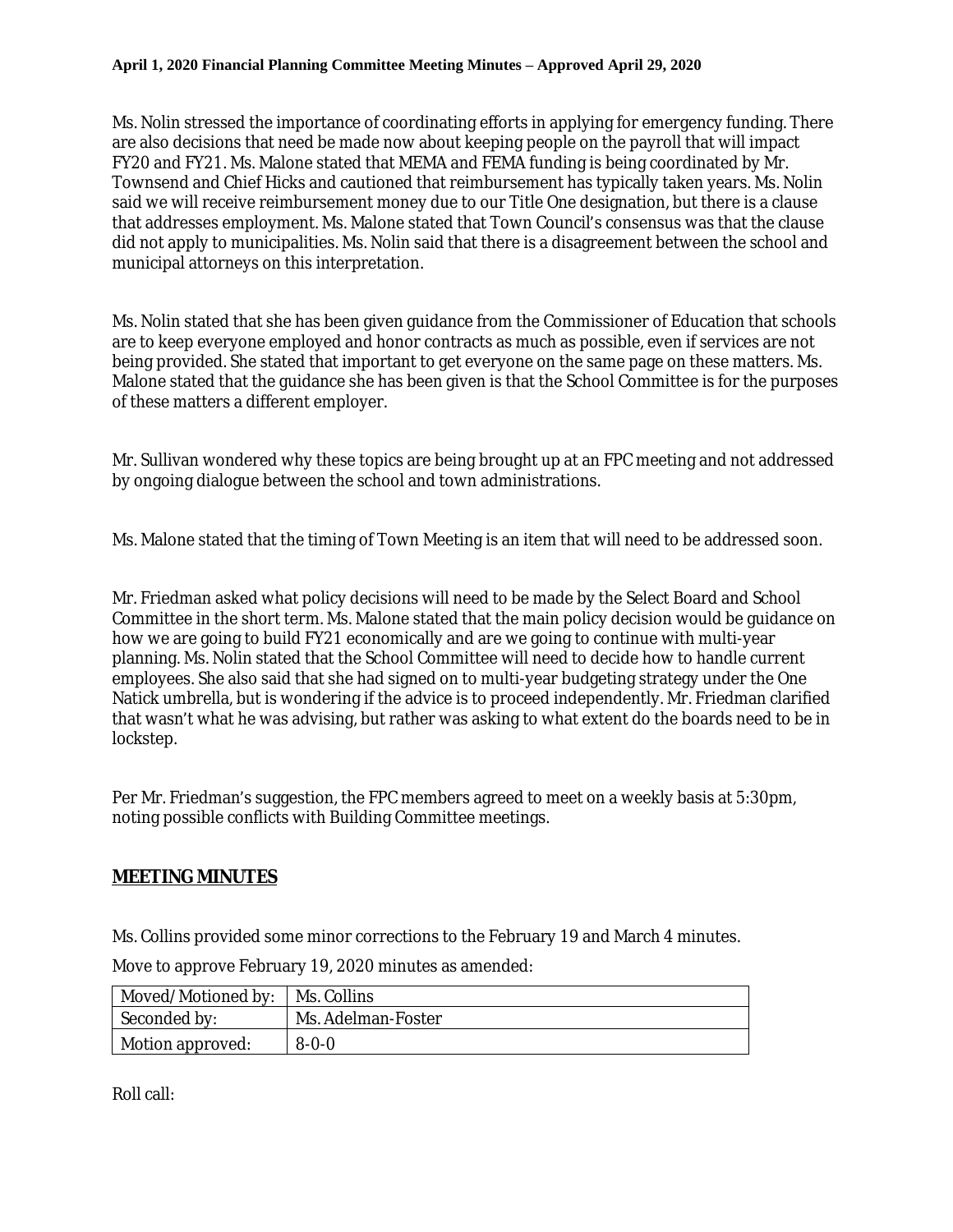Ms. Nolin stressed the importance of coordinating efforts in applying for emergency funding. There are also decisions that need be made now about keeping people on the payroll that will impact FY20 and FY21. Ms. Malone stated that MEMA and FEMA funding is being coordinated by Mr. Townsend and Chief Hicks and cautioned that reimbursement has typically taken years. Ms. Nolin said we will receive reimbursement money due to our Title One designation, but there is a clause that addresses employment. Ms. Malone stated that Town Council's consensus was that the clause did not apply to municipalities. Ms. Nolin said that there is a disagreement between the school and municipal attorneys on this interpretation.

Ms. Nolin stated that she has been given guidance from the Commissioner of Education that schools are to keep everyone employed and honor contracts as much as possible, even if services are not being provided. She stated that important to get everyone on the same page on these matters. Ms. Malone stated that the guidance she has been given is that the School Committee is for the purposes of these matters a different employer.

Mr. Sullivan wondered why these topics are being brought up at an FPC meeting and not addressed by ongoing dialogue between the school and town administrations.

Ms. Malone stated that the timing of Town Meeting is an item that will need to be addressed soon.

Mr. Friedman asked what policy decisions will need to be made by the Select Board and School Committee in the short term. Ms. Malone stated that the main policy decision would be guidance on how we are going to build FY21 economically and are we going to continue with multi-year planning. Ms. Nolin stated that the School Committee will need to decide how to handle current employees. She also said that she had signed on to multi-year budgeting strategy under the One Natick umbrella, but is wondering if the advice is to proceed independently. Mr. Friedman clarified that wasn't what he was advising, but rather was asking to what extent do the boards need to be in lockstep.

Per Mr. Friedman's suggestion, the FPC members agreed to meet on a weekly basis at 5:30pm, noting possible conflicts with Building Committee meetings.

## MEETING MINUTES

Ms. Collins provided some minor corrections to the February 19 and March 4 minutes.

Move to approve February 19, 2020 minutes as amended:

| Moved/Motioned by: | Ms. Collins |
|---|---|
| Seconded by: | Ms. Adelman-Foster |
| Motion approved: | 8-0-0 |

Roll call: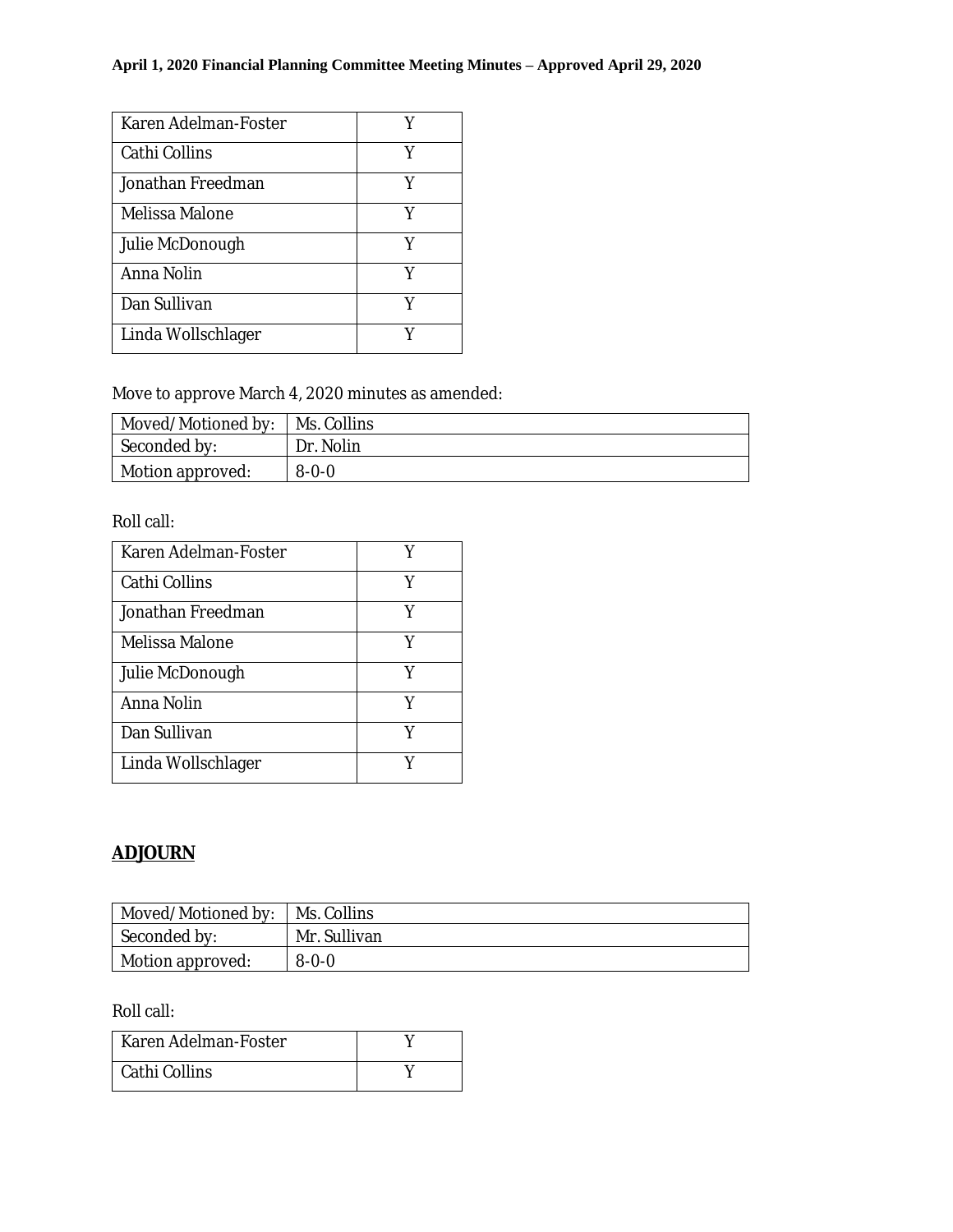| Karen Adelman-Foster | Y |
|---|---|
| Cathi Collins | Y |
| Jonathan Freedman | Y |
| Melissa Malone | Y |
| Julie McDonough | Y |
| Anna Nolin | Y |
| Dan Sullivan | Y |
| Linda Wollschlager | Y |

Move to approve March 4, 2020 minutes as amended:

| Moved/Motioned by: | Ms. Collins |
|---|---|
| Seconded by: | Dr. Nolin |
| Motion approved: | 8-0-0 |

Roll call:

| Karen Adelman-Foster | Y |
|---|---|
| Cathi Collins | Y |
| Jonathan Freedman | Y |
| Melissa Malone | Y |
| Julie McDonough | Y |
| Anna Nolin | Y |
| Dan Sullivan | Y |
| Linda Wollschlager | Y |

## ADJOURN

| Moved/Motioned by: | Ms. Collins |
|---|---|
| Seconded by: | Mr. Sullivan |
| Motion approved: | 8-0-0 |

Roll call:

| Karen Adelman-Foster | Y |
|---|---|
| Cathi Collins | Y |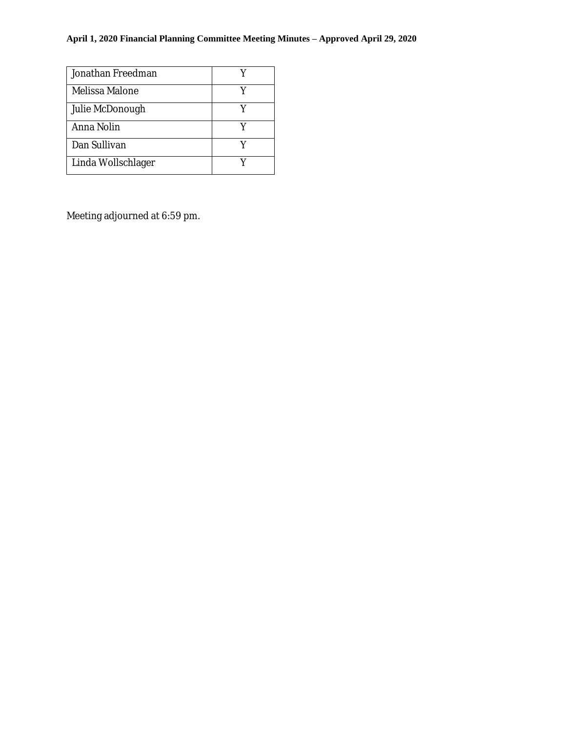**April 1, 2020 Financial Planning Committee Meeting Minutes – Approved April 29, 2020**

| | |
|---|---|
| Jonathan Freedman | Y |
| Melissa Malone | Y |
| Julie McDonough | Y |
| Anna Nolin | Y |
| Dan Sullivan | Y |
| Linda Wollschlager | Y |

Meeting adjourned at 6:59 pm.